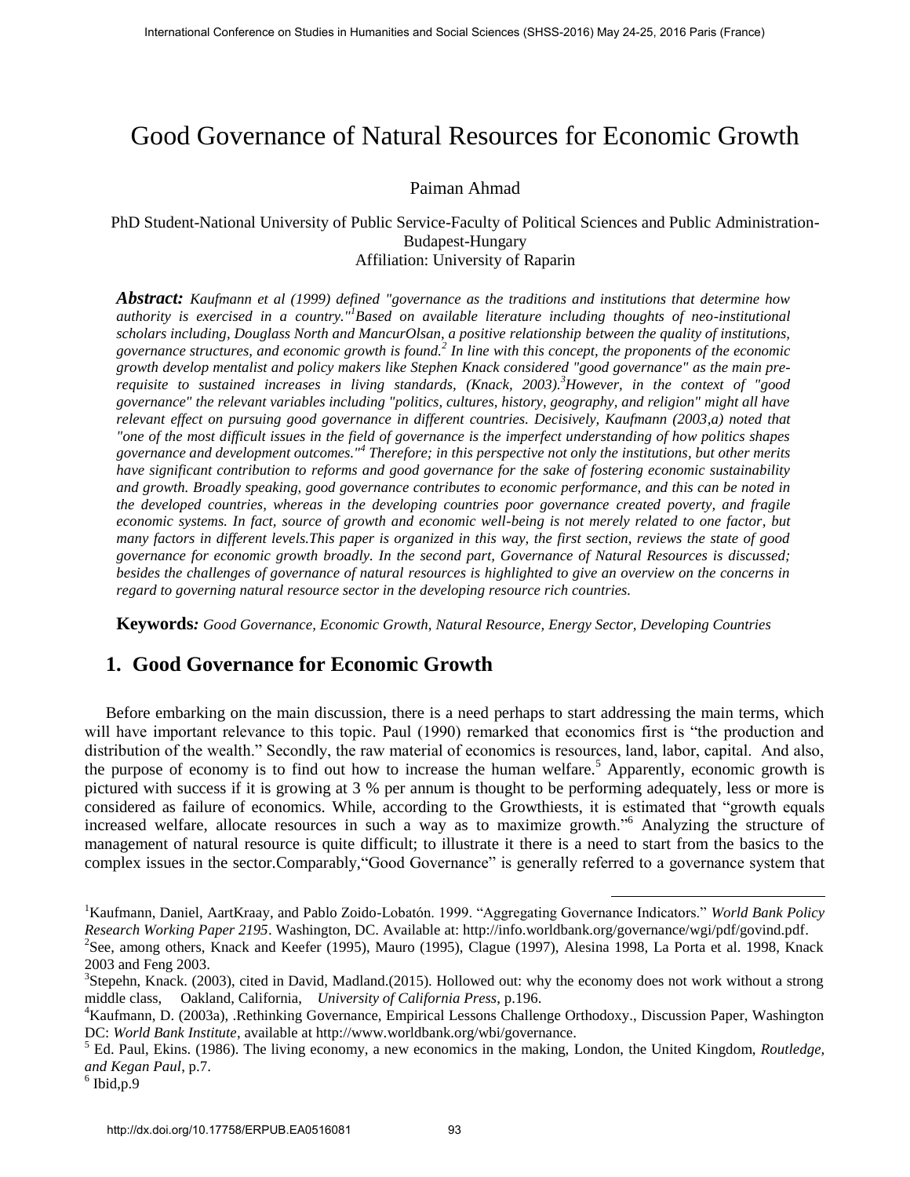# Good Governance of Natural Resources for Economic Growth

Paiman Ahmad

PhD Student-National University of Public Service-Faculty of Political Sciences and Public Administration-Budapest-Hungary
Affiliation: University of Raparin

***Abstract:*** *Kaufmann et al (1999) defined "governance as the traditions and institutions that determine how authority is exercised in a country."[1]Based on available literature including thoughts of neo-institutional scholars including, Douglass North and MancurOlsan, a positive relationship between the quality of institutions, governance structures, and economic growth is found.[2] In line with this concept, the proponents of the economic growth develop mentalist and policy makers like Stephen Knack considered "good governance" as the main pre-requisite to sustained increases in living standards, (Knack, 2003).[3]However, in the context of "good governance" the relevant variables including "politics, cultures, history, geography, and religion" might all have relevant effect on pursuing good governance in different countries. Decisively, Kaufmann (2003,a) noted that "one of the most difficult issues in the field of governance is the imperfect understanding of how politics shapes governance and development outcomes."[4] Therefore; in this perspective not only the institutions, but other merits have significant contribution to reforms and good governance for the sake of fostering economic sustainability and growth. Broadly speaking, good governance contributes to economic performance, and this can be noted in the developed countries, whereas in the developing countries poor governance created poverty, and fragile economic systems. In fact, source of growth and economic well-being is not merely related to one factor, but many factors in different levels.This paper is organized in this way, the first section, reviews the state of good governance for economic growth broadly. In the second part, Governance of Natural Resources is discussed; besides the challenges of governance of natural resources is highlighted to give an overview on the concerns in regard to governing natural resource sector in the developing resource rich countries.*

**Keywords*:*** *Good Governance, Economic Growth, Natural Resource, Energy Sector, Developing Countries*

## 1. Good Governance for Economic Growth

Before embarking on the main discussion, there is a need perhaps to start addressing the main terms, which will have important relevance to this topic. Paul (1990) remarked that economics first is "the production and distribution of the wealth." Secondly, the raw material of economics is resources, land, labor, capital. And also, the purpose of economy is to find out how to increase the human welfare.[5] Apparently, economic growth is pictured with success if it is growing at 3 % per annum is thought to be performing adequately, less or more is considered as failure of economics. While, according to the Growthiests, it is estimated that "growth equals increased welfare, allocate resources in such a way as to maximize growth."[6] Analyzing the structure of management of natural resource is quite difficult; to illustrate it there is a need to start from the basics to the complex issues in the sector.Comparably,"Good Governance" is generally referred to a governance system that

---

[1]Kaufmann, Daniel, AartKraay, and Pablo Zoido-Lobatón. 1999. "Aggregating Governance Indicators." *World Bank Policy Research Working Paper 2195*. Washington, DC. Available at: http://info.worldbank.org/governance/wgi/pdf/govind.pdf.

[2]See, among others, Knack and Keefer (1995), Mauro (1995), Clague (1997), Alesina 1998, La Porta et al. 1998, Knack 2003 and Feng 2003.

[3]Stepehn, Knack. (2003), cited in David, Madland.(2015). Hollowed out: why the economy does not work without a strong middle class, Oakland, California, *University of California Press*, p.196.

[4]Kaufmann, D. (2003a), .Rethinking Governance, Empirical Lessons Challenge Orthodoxy., Discussion Paper, Washington DC: *World Bank Institute*, available at http://www.worldbank.org/wbi/governance.

[5] Ed. Paul, Ekins. (1986). The living economy, a new economics in the making, London, the United Kingdom, *Routledge, and Kegan Paul*, p.7.

[6] Ibid,p.9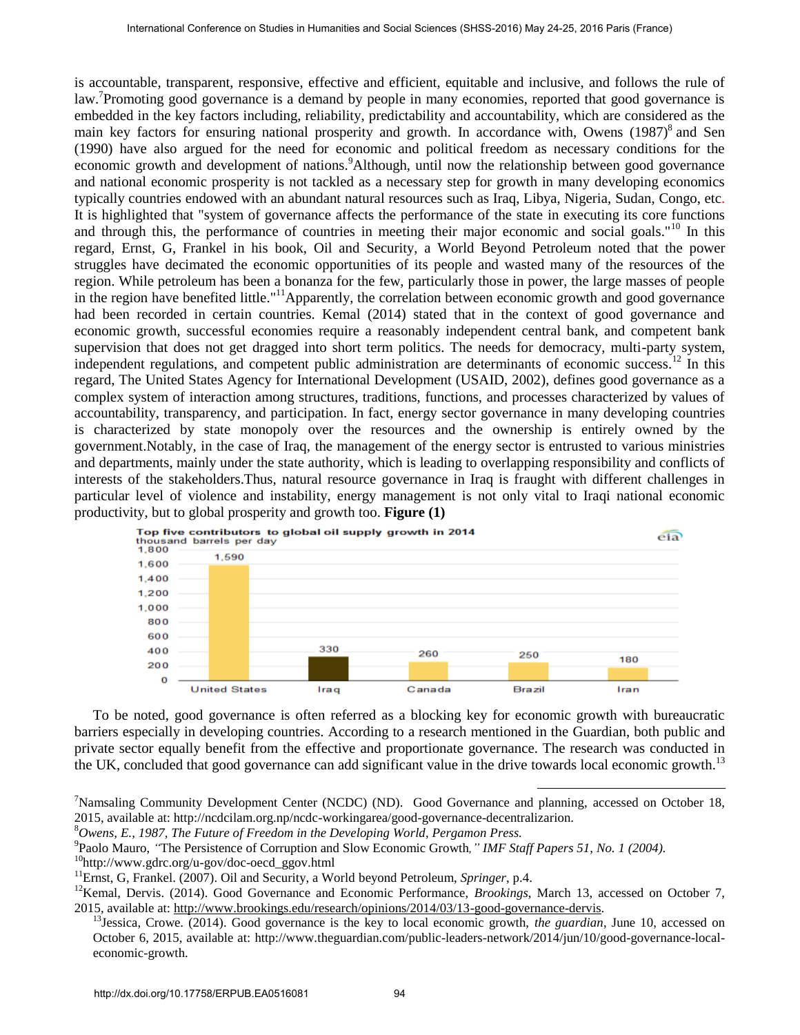is accountable, transparent, responsive, effective and efficient, equitable and inclusive, and follows the rule of law.[7] Promoting good governance is a demand by people in many economies, reported that good governance is embedded in the key factors including, reliability, predictability and accountability, which are considered as the main key factors for ensuring national prosperity and growth. In accordance with, Owens (1987)[8] and Sen (1990) have also argued for the need for economic and political freedom as necessary conditions for the economic growth and development of nations.[9] Although, until now the relationship between good governance and national economic prosperity is not tackled as a necessary step for growth in many developing economics typically countries endowed with an abundant natural resources such as Iraq, Libya, Nigeria, Sudan, Congo, etc. It is highlighted that "system of governance affects the performance of the state in executing its core functions and through this, the performance of countries in meeting their major economic and social goals."[10] In this regard, Ernst, G, Frankel in his book, Oil and Security, a World Beyond Petroleum noted that the power struggles have decimated the economic opportunities of its people and wasted many of the resources of the region. While petroleum has been a bonanza for the few, particularly those in power, the large masses of people in the region have benefited little."[11] Apparently, the correlation between economic growth and good governance had been recorded in certain countries. Kemal (2014) stated that in the context of good governance and economic growth, successful economies require a reasonably independent central bank, and competent bank supervision that does not get dragged into short term politics. The needs for democracy, multi-party system, independent regulations, and competent public administration are determinants of economic success.[12] In this regard, The United States Agency for International Development (USAID, 2002), defines good governance as a complex system of interaction among structures, traditions, functions, and processes characterized by values of accountability, transparency, and participation. In fact, energy sector governance in many developing countries is characterized by state monopoly over the resources and the ownership is entirely owned by the government. Notably, in the case of Iraq, the management of the energy sector is entrusted to various ministries and departments, mainly under the state authority, which is leading to overlapping responsibility and conflicts of interests of the stakeholders. Thus, natural resource governance in Iraq is fraught with different challenges in particular level of violence and instability, energy management is not only vital to Iraqi national economic productivity, but to global prosperity and growth too. **Figure (1)**

Top five contributors to global oil supply growth in 2014 (thousand barrels per day)

| Country | Thousand barrels per day |
|---|---|
| United States | 1,590 |
| Iraq | 330 |
| Canada | 260 |
| Brazil | 250 |
| Iran | 180 |

To be noted, good governance is often referred as a blocking key for economic growth with bureaucratic barriers especially in developing countries. According to a research mentioned in the Guardian, both public and private sector equally benefit from the effective and proportionate governance. The research was conducted in the UK, concluded that good governance can add significant value in the drive towards local economic growth.[13]

---

[7] Namsaling Community Development Center (NCDC) (ND). Good Governance and planning, accessed on October 18, 2015, available at: http://ncdcilam.org.np/ncdc-workingarea/good-governance-decentralizarion.

[8] *Owens, E., 1987, The Future of Freedom in the Developing World, Pergamon Press.*

[9] Paolo Mauro, "The Persistence of Corruption and Slow Economic Growth," *IMF Staff Papers 51, No. 1 (2004).*

[10] http://www.gdrc.org/u-gov/doc-oecd_ggov.html

[11] Ernst, G, Frankel. (2007). Oil and Security, a World beyond Petroleum, *Springer*, p.4.

[12] Kemal, Dervis. (2014). Good Governance and Economic Performance, *Brookings*, March 13, accessed on October 7, 2015, available at: http://www.brookings.edu/research/opinions/2014/03/13-good-governance-dervis.

[13] Jessica, Crowe. (2014). Good governance is the key to local economic growth, *the guardian*, June 10, accessed on October 6, 2015, available at: http://www.theguardian.com/public-leaders-network/2014/jun/10/good-governance-local-economic-growth.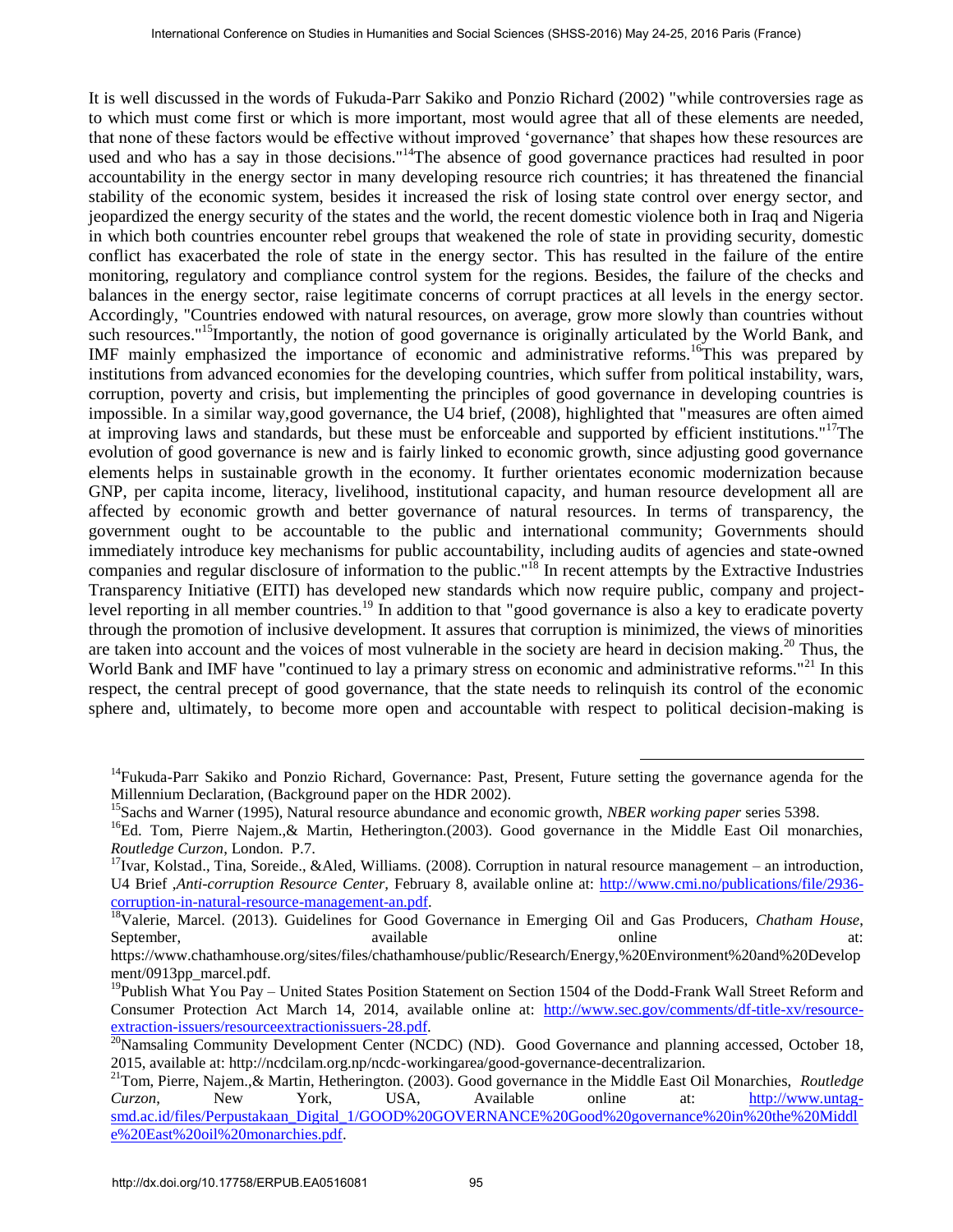It is well discussed in the words of Fukuda-Parr Sakiko and Ponzio Richard (2002) "while controversies rage as to which must come first or which is more important, most would agree that all of these elements are needed, that none of these factors would be effective without improved 'governance' that shapes how these resources are used and who has a say in those decisions."[14]The absence of good governance practices had resulted in poor accountability in the energy sector in many developing resource rich countries; it has threatened the financial stability of the economic system, besides it increased the risk of losing state control over energy sector, and jeopardized the energy security of the states and the world, the recent domestic violence both in Iraq and Nigeria in which both countries encounter rebel groups that weakened the role of state in providing security, domestic conflict has exacerbated the role of state in the energy sector. This has resulted in the failure of the entire monitoring, regulatory and compliance control system for the regions. Besides, the failure of the checks and balances in the energy sector, raise legitimate concerns of corrupt practices at all levels in the energy sector. Accordingly, "Countries endowed with natural resources, on average, grow more slowly than countries without such resources."[15]Importantly, the notion of good governance is originally articulated by the World Bank, and IMF mainly emphasized the importance of economic and administrative reforms.[16]This was prepared by institutions from advanced economies for the developing countries, which suffer from political instability, wars, corruption, poverty and crisis, but implementing the principles of good governance in developing countries is impossible. In a similar way,good governance, the U4 brief, (2008), highlighted that "measures are often aimed at improving laws and standards, but these must be enforceable and supported by efficient institutions."[17]The evolution of good governance is new and is fairly linked to economic growth, since adjusting good governance elements helps in sustainable growth in the economy. It further orientates economic modernization because GNP, per capita income, literacy, livelihood, institutional capacity, and human resource development all are affected by economic growth and better governance of natural resources. In terms of transparency, the government ought to be accountable to the public and international community; Governments should immediately introduce key mechanisms for public accountability, including audits of agencies and state-owned companies and regular disclosure of information to the public."[18] In recent attempts by the Extractive Industries Transparency Initiative (EITI) has developed new standards which now require public, company and project-level reporting in all member countries.[19] In addition to that "good governance is also a key to eradicate poverty through the promotion of inclusive development. It assures that corruption is minimized, the views of minorities are taken into account and the voices of most vulnerable in the society are heard in decision making.[20] Thus, the World Bank and IMF have "continued to lay a primary stress on economic and administrative reforms."[21] In this respect, the central precept of good governance, that the state needs to relinquish its control of the economic sphere and, ultimately, to become more open and accountable with respect to political decision-making is

---

[14]Fukuda-Parr Sakiko and Ponzio Richard, Governance: Past, Present, Future setting the governance agenda for the Millennium Declaration, (Background paper on the HDR 2002).

[15]Sachs and Warner (1995), Natural resource abundance and economic growth, *NBER working paper* series 5398.

[16]Ed. Tom, Pierre Najem.,& Martin, Hetherington.(2003). Good governance in the Middle East Oil monarchies, *Routledge Curzon*, London. P.7.

[17]Ivar, Kolstad., Tina, Soreide., &Aled, Williams. (2008). Corruption in natural resource management – an introduction, U4 Brief ,*Anti-corruption Resource Center*, February 8, available online at: http://www.cmi.no/publications/file/2936-corruption-in-natural-resource-management-an.pdf.

[18]Valerie, Marcel. (2013). Guidelines for Good Governance in Emerging Oil and Gas Producers, *Chatham House*, September, available online at: https://www.chathamhouse.org/sites/files/chathamhouse/public/Research/Energy,%20Environment%20and%20Development/0913pp_marcel.pdf.

[19]Publish What You Pay – United States Position Statement on Section 1504 of the Dodd-Frank Wall Street Reform and Consumer Protection Act March 14, 2014, available online at: http://www.sec.gov/comments/df-title-xv/resource-extraction-issuers/resourceextractionissuers-28.pdf.

[20]Namsaling Community Development Center (NCDC) (ND). Good Governance and planning accessed, October 18, 2015, available at: http://ncdcilam.org.np/ncdc-workingarea/good-governance-decentralizarion.

[21]Tom, Pierre, Najem.,& Martin, Hetherington. (2003). Good governance in the Middle East Oil Monarchies, *Routledge Curzon*, New York, USA, Available online at: http://www.untag-smd.ac.id/files/Perpustakaan_Digital_1/GOOD%20GOVERNANCE%20Good%20governance%20in%20the%20Middle%20East%20oil%20monarchies.pdf.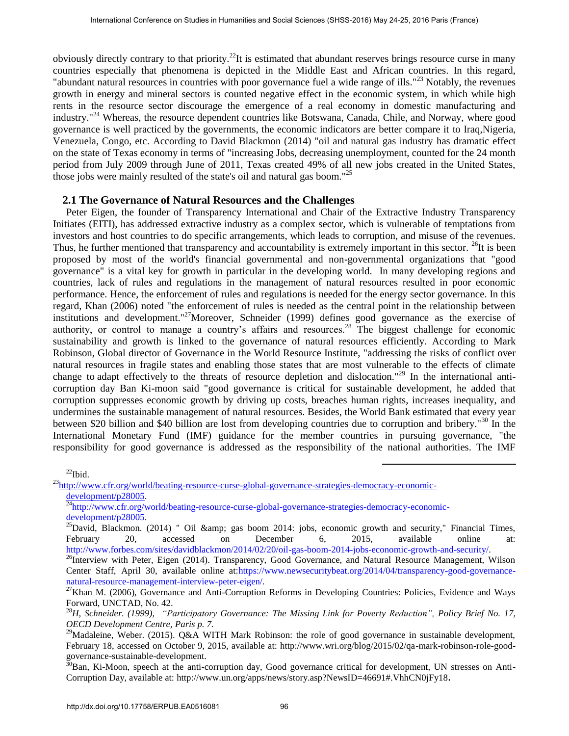obviously directly contrary to that priority.[22]It is estimated that abundant reserves brings resource curse in many countries especially that phenomena is depicted in the Middle East and African countries. In this regard, "abundant natural resources in countries with poor governance fuel a wide range of ills."[23] Notably, the revenues growth in energy and mineral sectors is counted negative effect in the economic system, in which while high rents in the resource sector discourage the emergence of a real economy in domestic manufacturing and industry."[24] Whereas, the resource dependent countries like Botswana, Canada, Chile, and Norway, where good governance is well practiced by the governments, the economic indicators are better compare it to Iraq,Nigeria, Venezuela, Congo, etc. According to David Blackmon (2014) "oil and natural gas industry has dramatic effect on the state of Texas economy in terms of "increasing Jobs, decreasing unemployment, counted for the 24 month period from July 2009 through June of 2011, Texas created 49% of all new jobs created in the United States, those jobs were mainly resulted of the state's oil and natural gas boom."[25]

## 2.1 The Governance of Natural Resources and the Challenges

Peter Eigen, the founder of Transparency International and Chair of the Extractive Industry Transparency Initiates (EITI), has addressed extractive industry as a complex sector, which is vulnerable of temptations from investors and host countries to do specific arrangements, which leads to corruption, and misuse of the revenues. Thus, he further mentioned that transparency and accountability is extremely important in this sector. [26]It is been proposed by most of the world's financial governmental and non-governmental organizations that "good governance" is a vital key for growth in particular in the developing world. In many developing regions and countries, lack of rules and regulations in the management of natural resources resulted in poor economic performance. Hence, the enforcement of rules and regulations is needed for the energy sector governance. In this regard, Khan (2006) noted "the enforcement of rules is needed as the central point in the relationship between institutions and development."[27]Moreover, Schneider (1999) defines good governance as the exercise of authority, or control to manage a country's affairs and resources.[28] The biggest challenge for economic sustainability and growth is linked to the governance of natural resources efficiently. According to Mark Robinson, Global director of Governance in the World Resource Institute, "addressing the risks of conflict over natural resources in fragile states and enabling those states that are most vulnerable to the effects of climate change to adapt effectively to the threats of resource depletion and dislocation."[29] In the international anti-corruption day Ban Ki-moon said "good governance is critical for sustainable development, he added that corruption suppresses economic growth by driving up costs, breaches human rights, increases inequality, and undermines the sustainable management of natural resources. Besides, the World Bank estimated that every year between $20 billion and $40 billion are lost from developing countries due to corruption and bribery."[30] In the International Monetary Fund (IMF) guidance for the member countries in pursuing governance, "the responsibility for good governance is addressed as the responsibility of the national authorities. The IMF

---

[22]Ibid.

[23]http://www.cfr.org/world/beating-resource-curse-global-governance-strategies-democracy-economic-development/p28005.

[24]http://www.cfr.org/world/beating-resource-curse-global-governance-strategies-democracy-economic-development/p28005.

[25]David, Blackmon. (2014) " Oil &amp; gas boom 2014: jobs, economic growth and security," Financial Times, February 20, accessed on December 6, 2015, available online at: http://www.forbes.com/sites/davidblackmon/2014/02/20/oil-gas-boom-2014-jobs-economic-growth-and-security/.

[26]Interview with Peter, Eigen (2014). Transparency, Good Governance, and Natural Resource Management, Wilson Center Staff, April 30, available online at:https://www.newsecuritybeat.org/2014/04/transparency-good-governance-natural-resource-management-interview-peter-eigen/.

[27]Khan M. (2006), Governance and Anti-Corruption Reforms in Developing Countries: Policies, Evidence and Ways Forward, UNCTAD, No. 42.

[28]*H, Schneider. (1999), "Participatory Governance: The Missing Link for Poverty Reduction", Policy Brief No. 17, OECD Development Centre, Paris p. 7.*

[29]Madaleine, Weber. (2015). Q&A WITH Mark Robinson: the role of good governance in sustainable development, February 18, accessed on October 9, 2015, available at: http://www.wri.org/blog/2015/02/qa-mark-robinson-role-good-governance-sustainable-development.

[30]Ban, Ki-Moon, speech at the anti-corruption day, Good governance critical for development, UN stresses on Anti-Corruption Day, available at: http://www.un.org/apps/news/story.asp?NewsID=46691#.VhhCN0jFy18.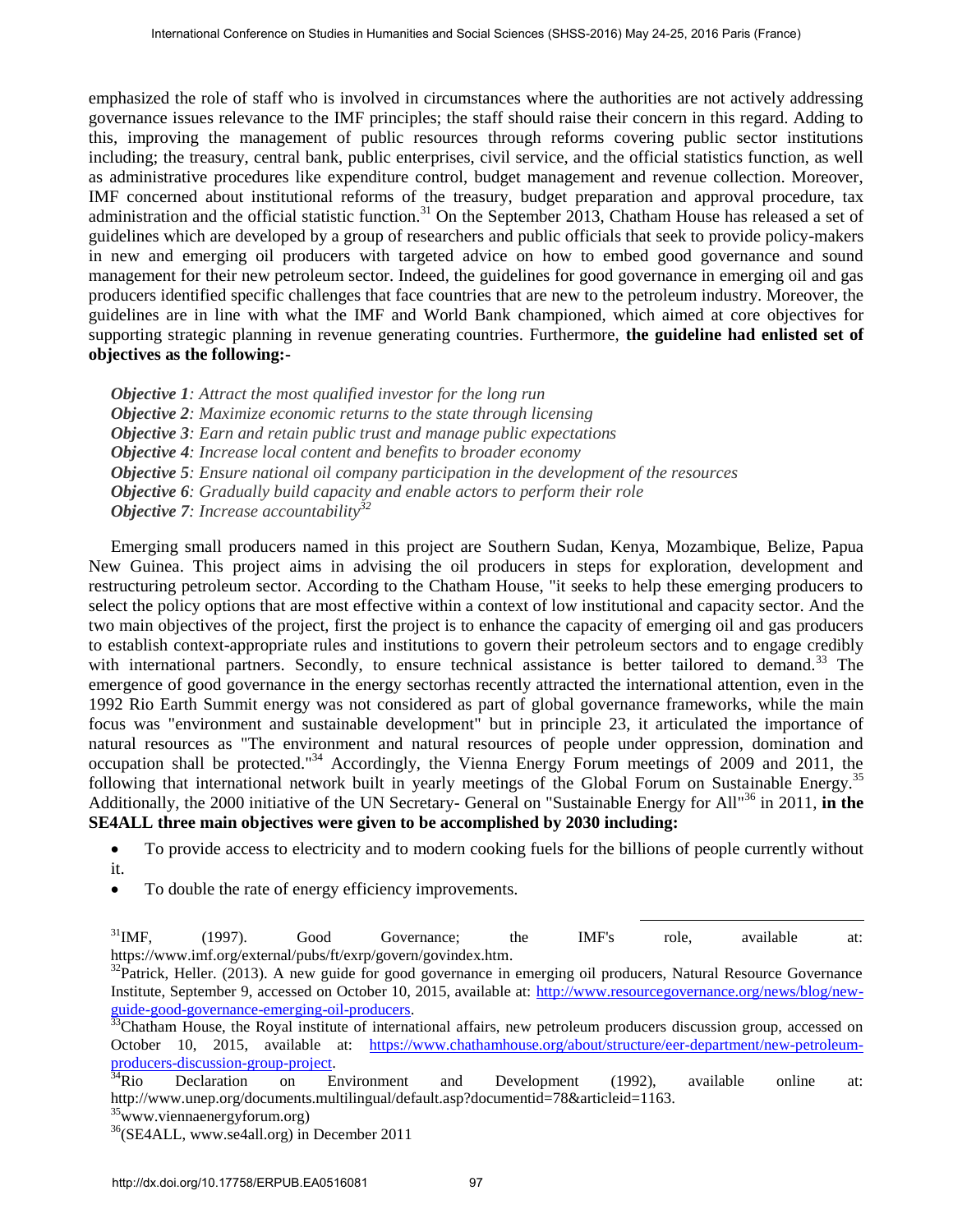emphasized the role of staff who is involved in circumstances where the authorities are not actively addressing governance issues relevance to the IMF principles; the staff should raise their concern in this regard. Adding to this, improving the management of public resources through reforms covering public sector institutions including; the treasury, central bank, public enterprises, civil service, and the official statistics function, as well as administrative procedures like expenditure control, budget management and revenue collection. Moreover, IMF concerned about institutional reforms of the treasury, budget preparation and approval procedure, tax administration and the official statistic function.[31] On the September 2013, Chatham House has released a set of guidelines which are developed by a group of researchers and public officials that seek to provide policy-makers in new and emerging oil producers with targeted advice on how to embed good governance and sound management for their new petroleum sector. Indeed, the guidelines for good governance in emerging oil and gas producers identified specific challenges that face countries that are new to the petroleum industry. Moreover, the guidelines are in line with what the IMF and World Bank championed, which aimed at core objectives for supporting strategic planning in revenue generating countries. Furthermore, **the guideline had enlisted set of objectives as the following:-**

***Objective 1****: Attract the most qualified investor for the long run*
***Objective 2****: Maximize economic returns to the state through licensing*
***Objective 3****: Earn and retain public trust and manage public expectations*
***Objective 4****: Increase local content and benefits to broader economy*
***Objective 5****: Ensure national oil company participation in the development of the resources*
***Objective 6****: Gradually build capacity and enable actors to perform their role*
***Objective 7****: Increase accountability*[32]

Emerging small producers named in this project are Southern Sudan, Kenya, Mozambique, Belize, Papua New Guinea. This project aims in advising the oil producers in steps for exploration, development and restructuring petroleum sector. According to the Chatham House, "it seeks to help these emerging producers to select the policy options that are most effective within a context of low institutional and capacity sector. And the two main objectives of the project, first the project is to enhance the capacity of emerging oil and gas producers to establish context-appropriate rules and institutions to govern their petroleum sectors and to engage credibly with international partners. Secondly, to ensure technical assistance is better tailored to demand.[33] The emergence of good governance in the energy sectorhas recently attracted the international attention, even in the 1992 Rio Earth Summit energy was not considered as part of global governance frameworks, while the main focus was "environment and sustainable development" but in principle 23, it articulated the importance of natural resources as "The environment and natural resources of people under oppression, domination and occupation shall be protected."[34] Accordingly, the Vienna Energy Forum meetings of 2009 and 2011, the following that international network built in yearly meetings of the Global Forum on Sustainable Energy.[35] Additionally, the 2000 initiative of the UN Secretary- General on "Sustainable Energy for All"[36] in 2011, **in the SE4ALL three main objectives were given to be accomplished by 2030 including:**

- To provide access to electricity and to modern cooking fuels for the billions of people currently without it.
- To double the rate of energy efficiency improvements.

---

[31] IMF, (1997). Good Governance; the IMF's role, available at: https://www.imf.org/external/pubs/ft/exrp/govern/govindex.htm.

[32] Patrick, Heller. (2013). A new guide for good governance in emerging oil producers, Natural Resource Governance Institute, September 9, accessed on October 10, 2015, available at: http://www.resourcegovernance.org/news/blog/new-guide-good-governance-emerging-oil-producers.

[33] Chatham House, the Royal institute of international affairs, new petroleum producers discussion group, accessed on October 10, 2015, available at: https://www.chathamhouse.org/about/structure/eer-department/new-petroleum-producers-discussion-group-project.

[34] Rio Declaration on Environment and Development (1992), available online at: http://www.unep.org/documents.multilingual/default.asp?documentid=78&articleid=1163.

[35] www.viennaenergyforum.org)

[36] (SE4ALL, www.se4all.org) in December 2011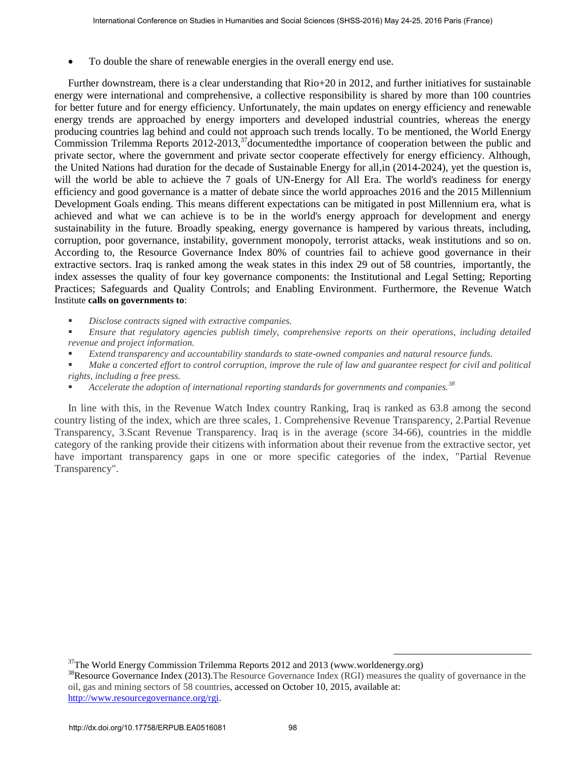- To double the share of renewable energies in the overall energy end use.

Further downstream, there is a clear understanding that Rio+20 in 2012, and further initiatives for sustainable energy were international and comprehensive, a collective responsibility is shared by more than 100 countries for better future and for energy efficiency. Unfortunately, the main updates on energy efficiency and renewable energy trends are approached by energy importers and developed industrial countries, whereas the energy producing countries lag behind and could not approach such trends locally. To be mentioned, the World Energy Commission Trilemma Reports 2012-2013,[37]documentedthe importance of cooperation between the public and private sector, where the government and private sector cooperate effectively for energy efficiency. Although, the United Nations had duration for the decade of Sustainable Energy for all,in (2014-2024), yet the question is, will the world be able to achieve the 7 goals of UN-Energy for All Era. The world's readiness for energy efficiency and good governance is a matter of debate since the world approaches 2016 and the 2015 Millennium Development Goals ending. This means different expectations can be mitigated in post Millennium era, what is achieved and what we can achieve is to be in the world's energy approach for development and energy sustainability in the future. Broadly speaking, energy governance is hampered by various threats, including, corruption, poor governance, instability, government monopoly, terrorist attacks, weak institutions and so on. According to, the Resource Governance Index 80% of countries fail to achieve good governance in their extractive sectors. Iraq is ranked among the weak states in this index 29 out of 58 countries, importantly, the index assesses the quality of four key governance components: the Institutional and Legal Setting; Reporting Practices; Safeguards and Quality Controls; and Enabling Environment. Furthermore, the Revenue Watch Institute **calls on governments to**:

- *Disclose contracts signed with extractive companies.*
- *Ensure that regulatory agencies publish timely, comprehensive reports on their operations, including detailed revenue and project information.*
- *Extend transparency and accountability standards to state-owned companies and natural resource funds.*
- *Make a concerted effort to control corruption, improve the rule of law and guarantee respect for civil and political rights, including a free press.*
- *Accelerate the adoption of international reporting standards for governments and companies.*[38]

In line with this, in the Revenue Watch Index country Ranking, Iraq is ranked as 63.8 among the second country listing of the index, which are three scales, 1. Comprehensive Revenue Transparency, 2.Partial Revenue Transparency, 3.Scant Revenue Transparency. Iraq is in the average (score 34-66), countries in the middle category of the ranking provide their citizens with information about their revenue from the extractive sector, yet have important transparency gaps in one or more specific categories of the index, "Partial Revenue Transparency".

---

[37]The World Energy Commission Trilemma Reports 2012 and 2013 (www.worldenergy.org)

[38]Resource Governance Index (2013).The Resource Governance Index (RGI) measures the quality of governance in the oil, gas and mining sectors of 58 countries, accessed on October 10, 2015, available at: http://www.resourcegovernance.org/rgi.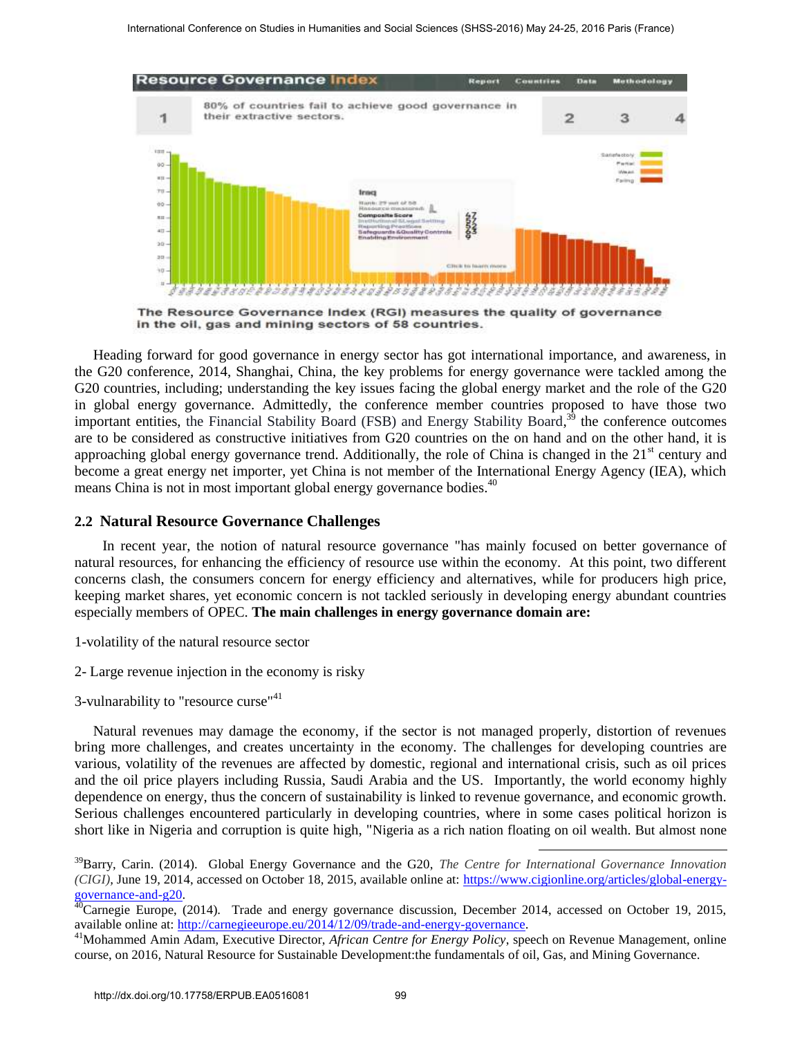The Resource Governance Index (RGI) measures the quality of governance in the oil, gas and mining sectors of 58 countries.

Heading forward for good governance in energy sector has got international importance, and awareness, in the G20 conference, 2014, Shanghai, China, the key problems for energy governance were tackled among the G20 countries, including; understanding the key issues facing the global energy market and the role of the G20 in global energy governance. Admittedly, the conference member countries proposed to have those two important entities, the Financial Stability Board (FSB) and Energy Stability Board,[39] the conference outcomes are to be considered as constructive initiatives from G20 countries on the on hand and on the other hand, it is approaching global energy governance trend. Additionally, the role of China is changed in the 21st century and become a great energy net importer, yet China is not member of the International Energy Agency (IEA), which means China is not in most important global energy governance bodies.[40]

## 2.2 Natural Resource Governance Challenges

In recent year, the notion of natural resource governance "has mainly focused on better governance of natural resources, for enhancing the efficiency of resource use within the economy. At this point, two different concerns clash, the consumers concern for energy efficiency and alternatives, while for producers high price, keeping market shares, yet economic concern is not tackled seriously in developing energy abundant countries especially members of OPEC. **The main challenges in energy governance domain are:**

1-volatility of the natural resource sector

2- Large revenue injection in the economy is risky

3-vulnarability to "resource curse"[41]

Natural revenues may damage the economy, if the sector is not managed properly, distortion of revenues bring more challenges, and creates uncertainty in the economy. The challenges for developing countries are various, volatility of the revenues are affected by domestic, regional and international crisis, such as oil prices and the oil price players including Russia, Saudi Arabia and the US. Importantly, the world economy highly dependence on energy, thus the concern of sustainability is linked to revenue governance, and economic growth. Serious challenges encountered particularly in developing countries, where in some cases political horizon is short like in Nigeria and corruption is quite high, "Nigeria as a rich nation floating on oil wealth. But almost none

---

[39]Barry, Carin. (2014). Global Energy Governance and the G20, *The Centre for International Governance Innovation (CIGI)*, June 19, 2014, accessed on October 18, 2015, available online at: https://www.cigionline.org/articles/global-energy-governance-and-g20.

[40]Carnegie Europe, (2014). Trade and energy governance discussion, December 2014, accessed on October 19, 2015, available online at: http://carnegieeurope.eu/2014/12/09/trade-and-energy-governance.

[41]Mohammed Amin Adam, Executive Director, *African Centre for Energy Policy*, speech on Revenue Management, online course, on 2016, Natural Resource for Sustainable Development:the fundamentals of oil, Gas, and Mining Governance.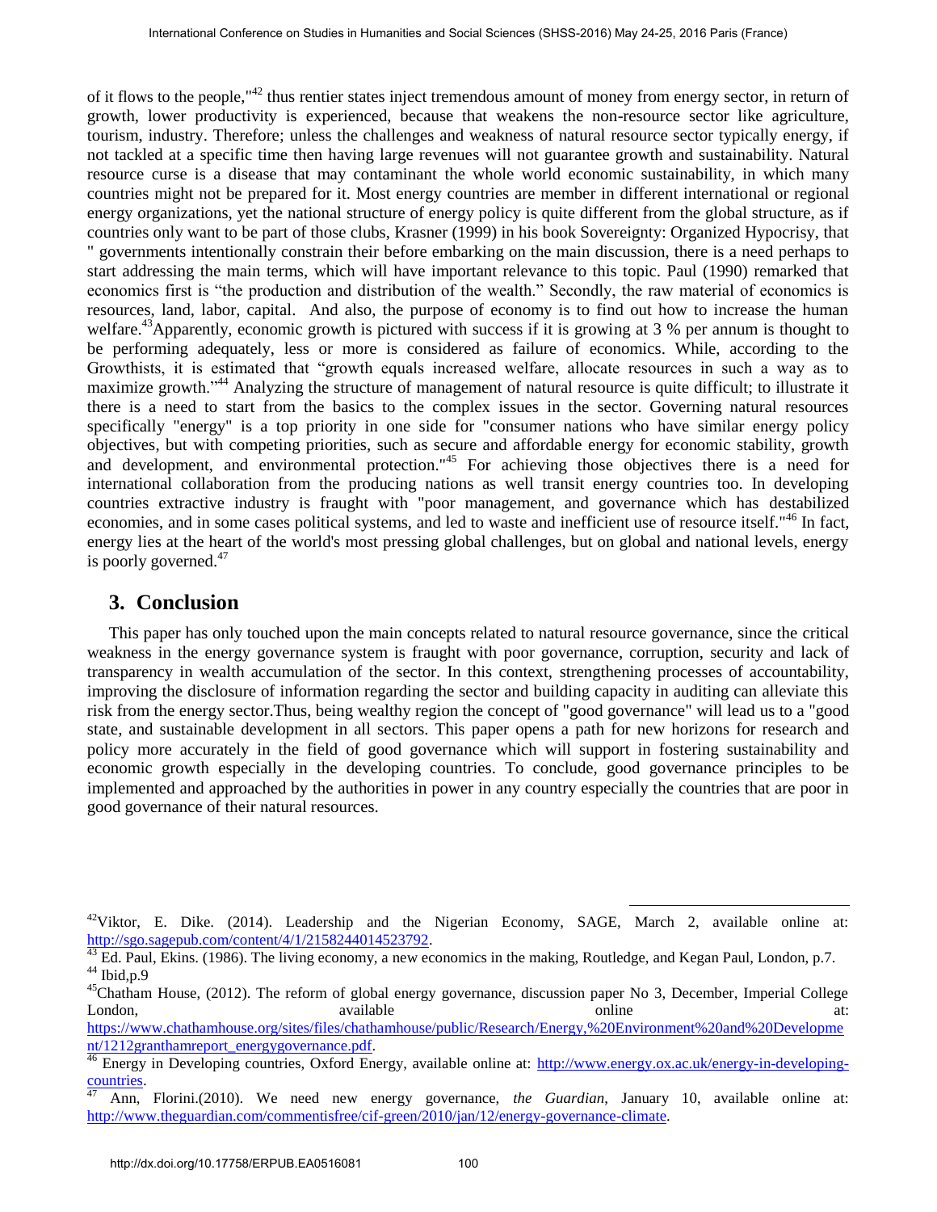of it flows to the people,"[42] thus rentier states inject tremendous amount of money from energy sector, in return of growth, lower productivity is experienced, because that weakens the non-resource sector like agriculture, tourism, industry. Therefore; unless the challenges and weakness of natural resource sector typically energy, if not tackled at a specific time then having large revenues will not guarantee growth and sustainability. Natural resource curse is a disease that may contaminant the whole world economic sustainability, in which many countries might not be prepared for it. Most energy countries are member in different international or regional energy organizations, yet the national structure of energy policy is quite different from the global structure, as if countries only want to be part of those clubs, Krasner (1999) in his book Sovereignty: Organized Hypocrisy, that " governments intentionally constrain their before embarking on the main discussion, there is a need perhaps to start addressing the main terms, which will have important relevance to this topic. Paul (1990) remarked that economics first is "the production and distribution of the wealth." Secondly, the raw material of economics is resources, land, labor, capital. And also, the purpose of economy is to find out how to increase the human welfare.[43]Apparently, economic growth is pictured with success if it is growing at 3 % per annum is thought to be performing adequately, less or more is considered as failure of economics. While, according to the Growthists, it is estimated that "growth equals increased welfare, allocate resources in such a way as to maximize growth."[44] Analyzing the structure of management of natural resource is quite difficult; to illustrate it there is a need to start from the basics to the complex issues in the sector. Governing natural resources specifically "energy" is a top priority in one side for "consumer nations who have similar energy policy objectives, but with competing priorities, such as secure and affordable energy for economic stability, growth and development, and environmental protection."[45] For achieving those objectives there is a need for international collaboration from the producing nations as well transit energy countries too. In developing countries extractive industry is fraught with "poor management, and governance which has destabilized economies, and in some cases political systems, and led to waste and inefficient use of resource itself."[46] In fact, energy lies at the heart of the world's most pressing global challenges, but on global and national levels, energy is poorly governed.[47]

## 3. Conclusion

This paper has only touched upon the main concepts related to natural resource governance, since the critical weakness in the energy governance system is fraught with poor governance, corruption, security and lack of transparency in wealth accumulation of the sector. In this context, strengthening processes of accountability, improving the disclosure of information regarding the sector and building capacity in auditing can alleviate this risk from the energy sector.Thus, being wealthy region the concept of "good governance" will lead us to a "good state, and sustainable development in all sectors. This paper opens a path for new horizons for research and policy more accurately in the field of good governance which will support in fostering sustainability and economic growth especially in the developing countries. To conclude, good governance principles to be implemented and approached by the authorities in power in any country especially the countries that are poor in good governance of their natural resources.

---

[42]Viktor, E. Dike. (2014). Leadership and the Nigerian Economy, SAGE, March 2, available online at: http://sgo.sagepub.com/content/4/1/2158244014523792.

[43] Ed. Paul, Ekins. (1986). The living economy, a new economics in the making, Routledge, and Kegan Paul, London, p.7.

[44] Ibid,p.9

[45]Chatham House, (2012). The reform of global energy governance, discussion paper No 3, December, Imperial College London, available online at: https://www.chathamhouse.org/sites/files/chathamhouse/public/Research/Energy,%20Environment%20and%20Development/1212granthamreport_energygovernance.pdf.

[46] Energy in Developing countries, Oxford Energy, available online at: http://www.energy.ox.ac.uk/energy-in-developing-countries.

[47] Ann, Florini.(2010). We need new energy governance, *the Guardian*, January 10, available online at: http://www.theguardian.com/commentisfree/cif-green/2010/jan/12/energy-governance-climate.